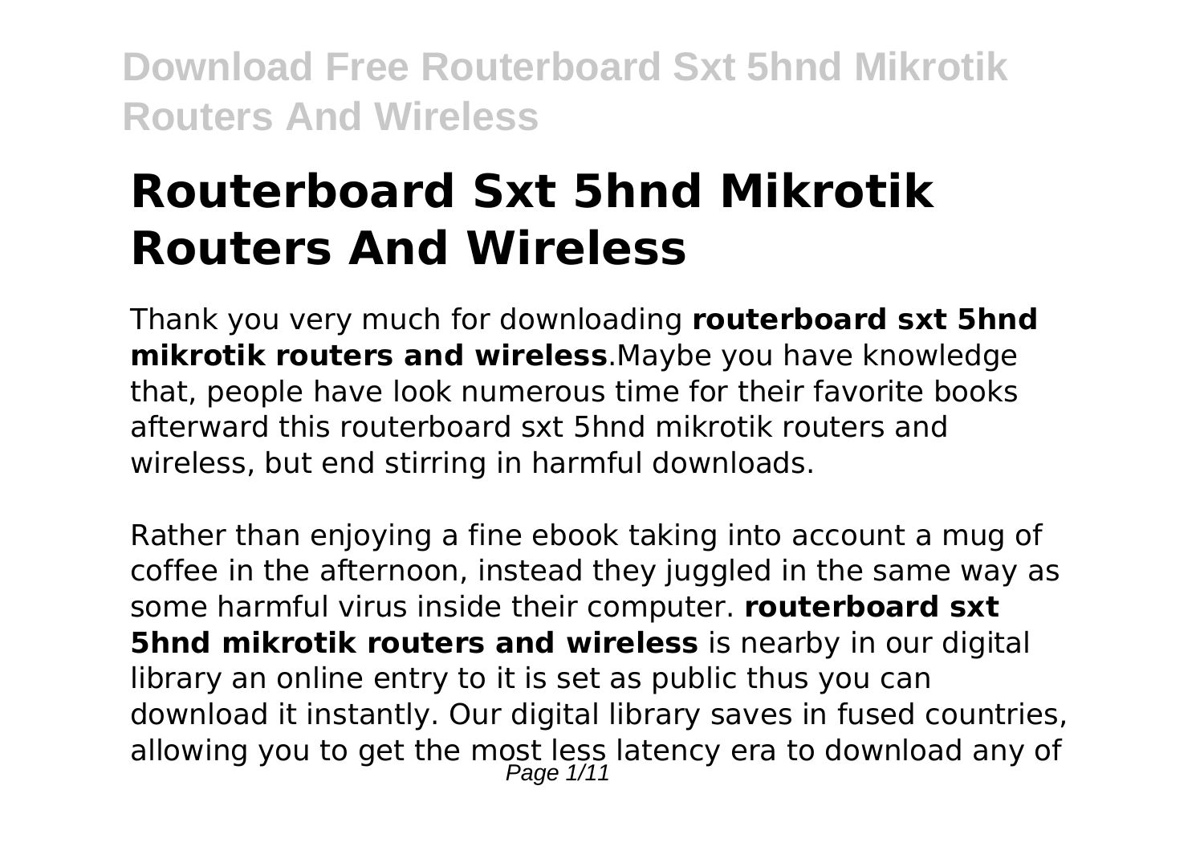# Routerboard Sxt 5hnd Mikrotik Routers And Wireless

Thank you very much for downloading **routerboard sxt 5hnd mikrotik routers and wireless**.Maybe you have knowledge that, people have look numerous time for their favorite books afterward this routerboard sxt 5hnd mikrotik routers and wireless, but end stirring in harmful downloads.

Rather than enjoying a fine ebook taking into account a mug of coffee in the afternoon, instead they juggled in the same way as some harmful virus inside their computer. **routerboard sxt 5hnd mikrotik routers and wireless** is nearby in our digital library an online entry to it is set as public thus you can download it instantly. Our digital library saves in fused countries, allowing you to get the most less latency era to download any of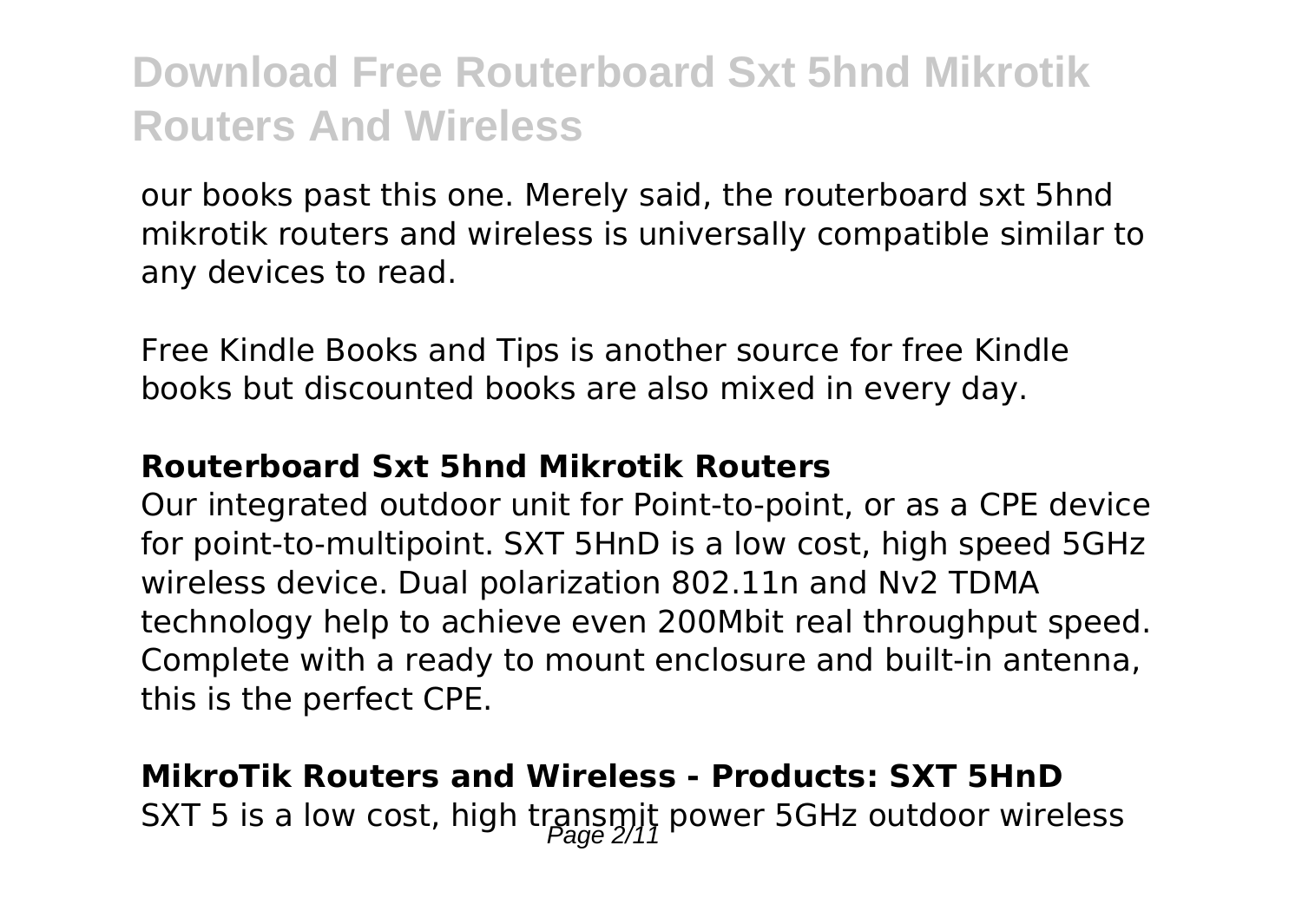our books past this one. Merely said, the routerboard sxt 5hnd mikrotik routers and wireless is universally compatible similar to any devices to read.

Free Kindle Books and Tips is another source for free Kindle books but discounted books are also mixed in every day.

**Routerboard Sxt 5hnd Mikrotik Routers**

Our integrated outdoor unit for Point-to-point, or as a CPE device for point-to-multipoint. SXT 5HnD is a low cost, high speed 5GHz wireless device. Dual polarization 802.11n and Nv2 TDMA technology help to achieve even 200Mbit real throughput speed. Complete with a ready to mount enclosure and built-in antenna, this is the perfect CPE.

**MikroTik Routers and Wireless - Products: SXT 5HnD**

SXT 5 is a low cost, high transmit power 5GHz outdoor wireless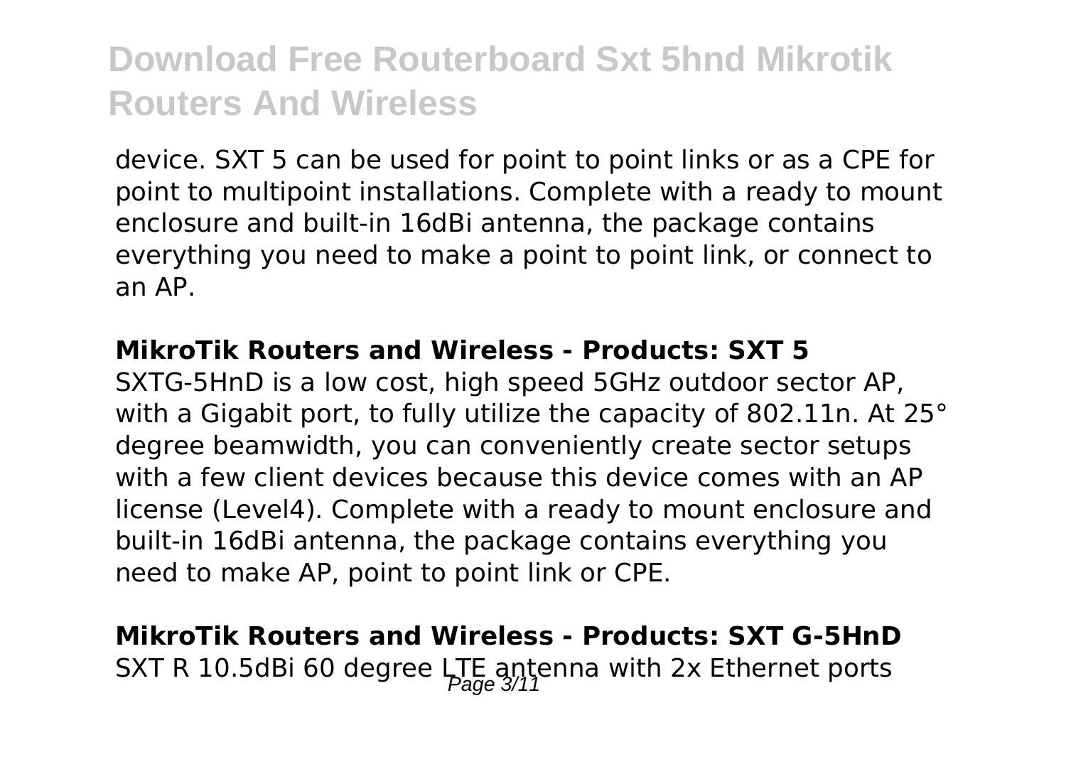device. SXT 5 can be used for point to point links or as a CPE for point to multipoint installations. Complete with a ready to mount enclosure and built-in 16dBi antenna, the package contains everything you need to make a point to point link, or connect to an AP.

**MikroTik Routers and Wireless - Products: SXT 5**

SXTG-5HnD is a low cost, high speed 5GHz outdoor sector AP, with a Gigabit port, to fully utilize the capacity of 802.11n. At 25° degree beamwidth, you can conveniently create sector setups with a few client devices because this device comes with an AP license (Level4). Complete with a ready to mount enclosure and built-in 16dBi antenna, the package contains everything you need to make AP, point to point link or CPE.

**MikroTik Routers and Wireless - Products: SXT G-5HnD**

SXT R 10.5dBi 60 degree LTE antenna with 2x Ethernet ports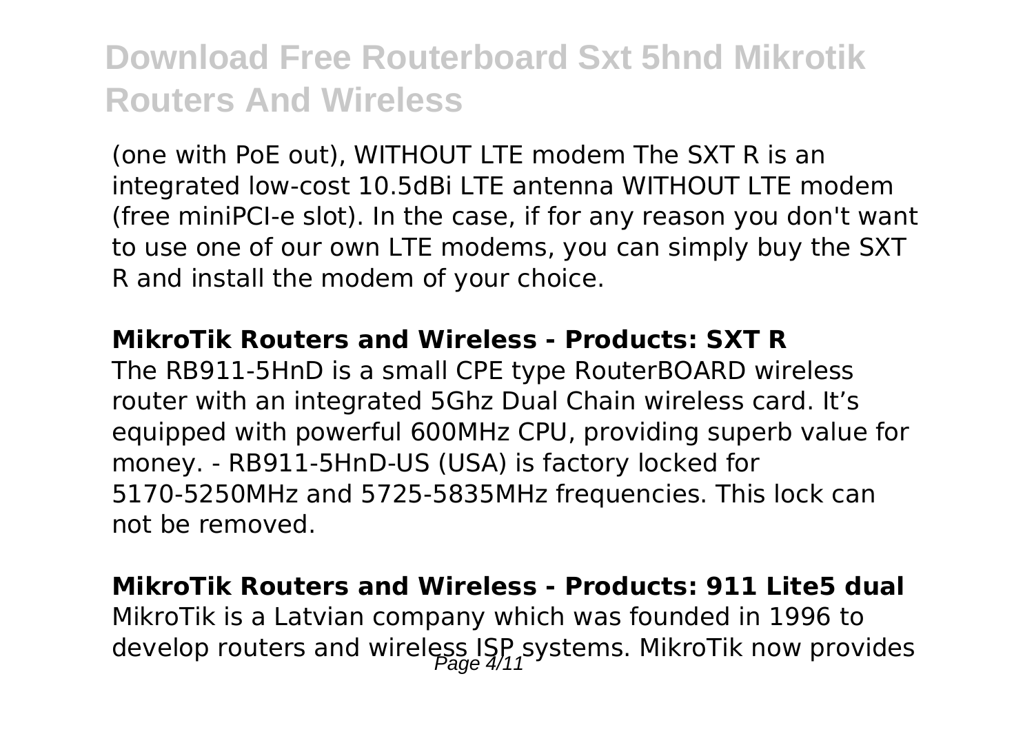(one with PoE out), WITHOUT LTE modem The SXT R is an integrated low-cost 10.5dBi LTE antenna WITHOUT LTE modem (free miniPCI-e slot). In the case, if for any reason you don't want to use one of our own LTE modems, you can simply buy the SXT R and install the modem of your choice.

**MikroTik Routers and Wireless - Products: SXT R**

The RB911-5HnD is a small CPE type RouterBOARD wireless router with an integrated 5Ghz Dual Chain wireless card. It's equipped with powerful 600MHz CPU, providing superb value for money. - RB911-5HnD-US (USA) is factory locked for 5170-5250MHz and 5725-5835MHz frequencies. This lock can not be removed.

**MikroTik Routers and Wireless - Products: 911 Lite5 dual**

MikroTik is a Latvian company which was founded in 1996 to develop routers and wireless ISP systems. MikroTik now provides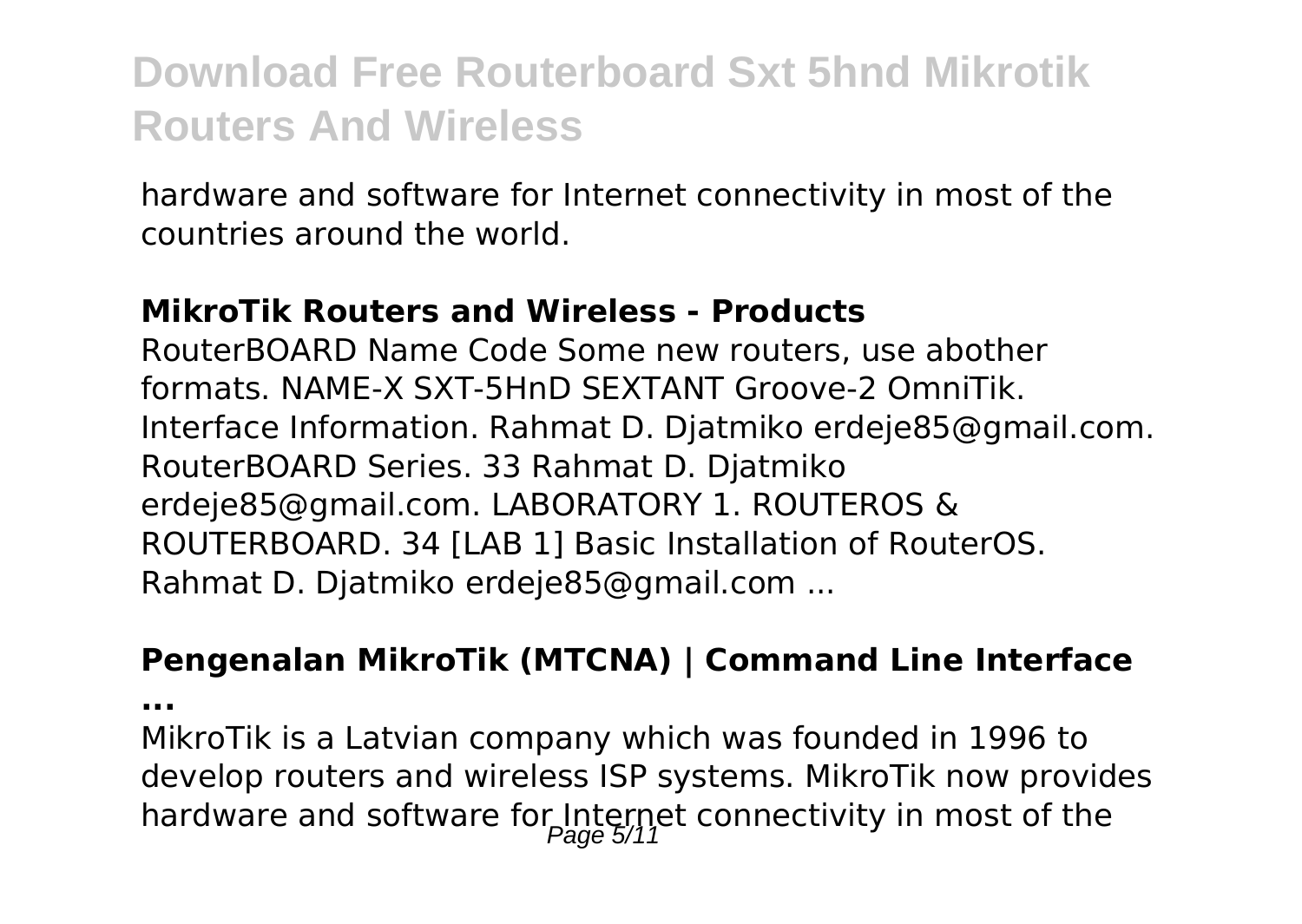hardware and software for Internet connectivity in most of the countries around the world.

**MikroTik Routers and Wireless - Products**

RouterBOARD Name Code Some new routers, use abother formats. NAME-X SXT-5HnD SEXTANT Groove-2 OmniTik. Interface Information. Rahmat D. Djatmiko erdeje85@gmail.com. RouterBOARD Series. 33 Rahmat D. Djatmiko erdeje85@gmail.com. LABORATORY 1. ROUTEROS & ROUTERBOARD. 34 [LAB 1] Basic Installation of RouterOS. Rahmat D. Djatmiko erdeje85@gmail.com ...

**Pengenalan MikroTik (MTCNA) | Command Line Interface ...**

MikroTik is a Latvian company which was founded in 1996 to develop routers and wireless ISP systems. MikroTik now provides hardware and software for Internet connectivity in most of the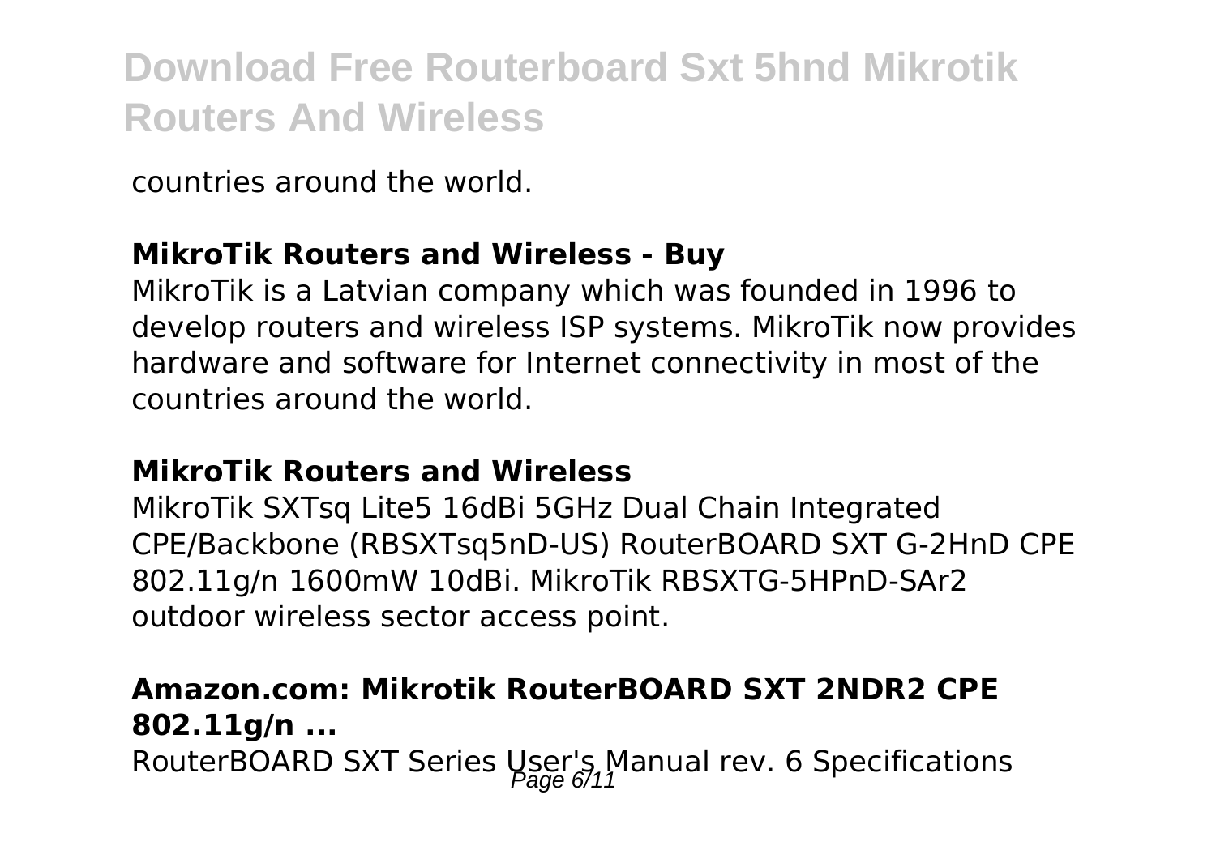countries around the world.

### MikroTik Routers and Wireless - Buy

MikroTik is a Latvian company which was founded in 1996 to develop routers and wireless ISP systems. MikroTik now provides hardware and software for Internet connectivity in most of the countries around the world.

### MikroTik Routers and Wireless

MikroTik SXTsq Lite5 16dBi 5GHz Dual Chain Integrated CPE/Backbone (RBSXTsq5nD-US) RouterBOARD SXT G-2HnD CPE 802.11g/n 1600mW 10dBi. MikroTik RBSXTG-5HPnD-SAr2 outdoor wireless sector access point.

### Amazon.com: Mikrotik RouterBOARD SXT 2NDR2 CPE 802.11g/n ...

RouterBOARD SXT Series User's Manual rev. 6 Specifications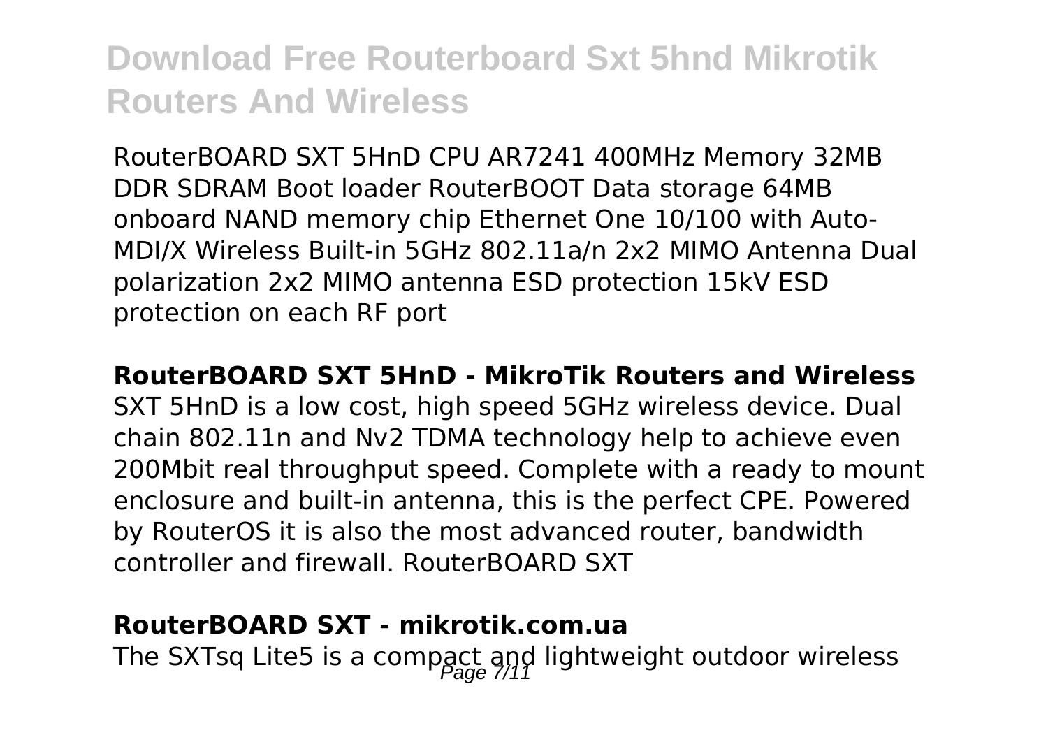RouterBOARD SXT 5HnD CPU AR7241 400MHz Memory 32MB DDR SDRAM Boot loader RouterBOOT Data storage 64MB onboard NAND memory chip Ethernet One 10/100 with Auto-MDI/X Wireless Built-in 5GHz 802.11a/n 2x2 MIMO Antenna Dual polarization 2x2 MIMO antenna ESD protection 15kV ESD protection on each RF port

**RouterBOARD SXT 5HnD - MikroTik Routers and Wireless**

SXT 5HnD is a low cost, high speed 5GHz wireless device. Dual chain 802.11n and Nv2 TDMA technology help to achieve even 200Mbit real throughput speed. Complete with a ready to mount enclosure and built-in antenna, this is the perfect CPE. Powered by RouterOS it is also the most advanced router, bandwidth controller and firewall. RouterBOARD SXT

**RouterBOARD SXT - mikrotik.com.ua**

The SXTsq Lite5 is a compact and lightweight outdoor wireless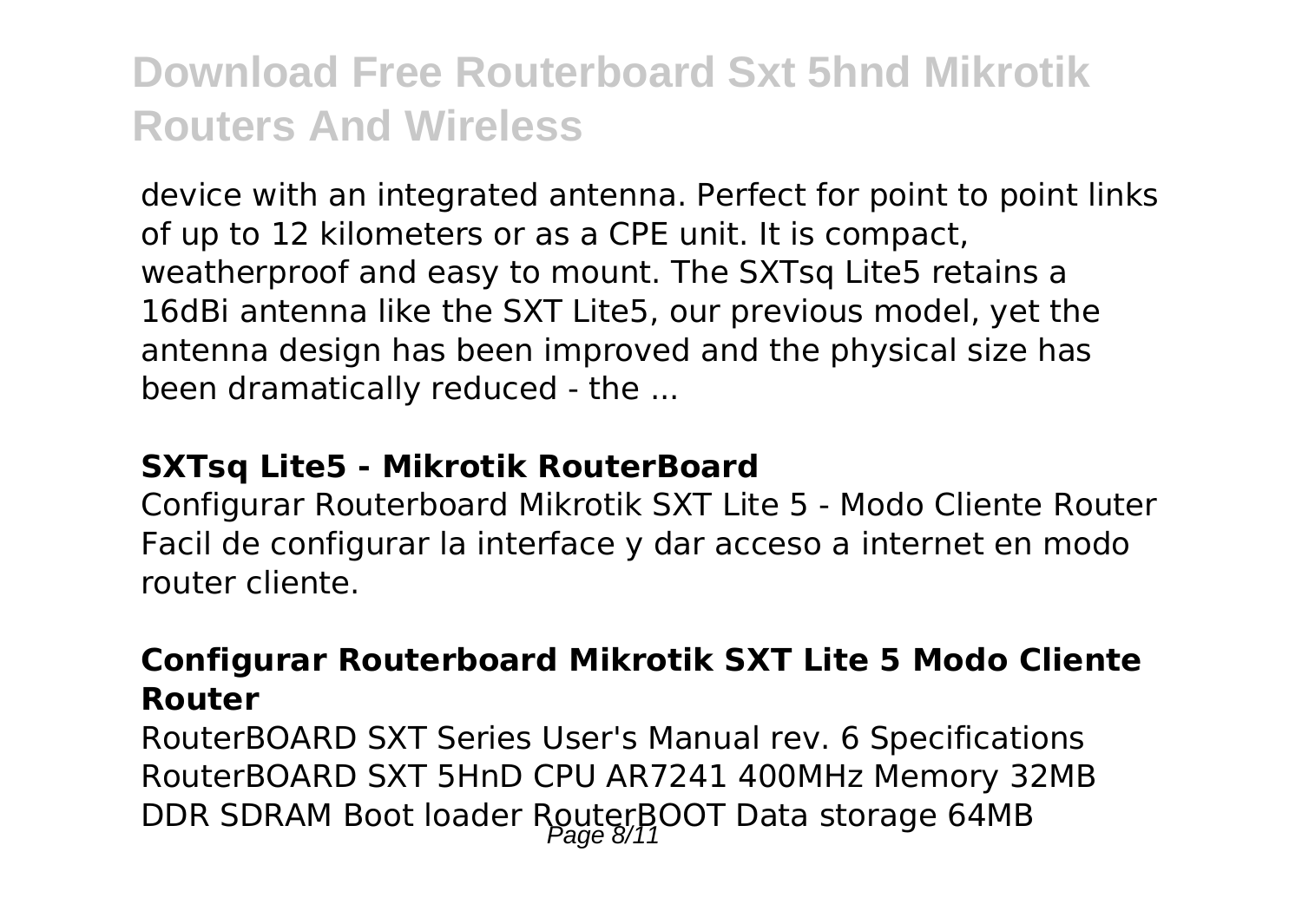device with an integrated antenna. Perfect for point to point links of up to 12 kilometers or as a CPE unit. It is compact, weatherproof and easy to mount. The SXTsq Lite5 retains a 16dBi antenna like the SXT Lite5, our previous model, yet the antenna design has been improved and the physical size has been dramatically reduced - the ...

**SXTsq Lite5 - Mikrotik RouterBoard**

Configurar Routerboard Mikrotik SXT Lite 5 - Modo Cliente Router Facil de configurar la interface y dar acceso a internet en modo router cliente.

**Configurar Routerboard Mikrotik SXT Lite 5 Modo Cliente Router**

RouterBOARD SXT Series User's Manual rev. 6 Specifications RouterBOARD SXT 5HnD CPU AR7241 400MHz Memory 32MB DDR SDRAM Boot loader RouterBOOT Data storage 64MB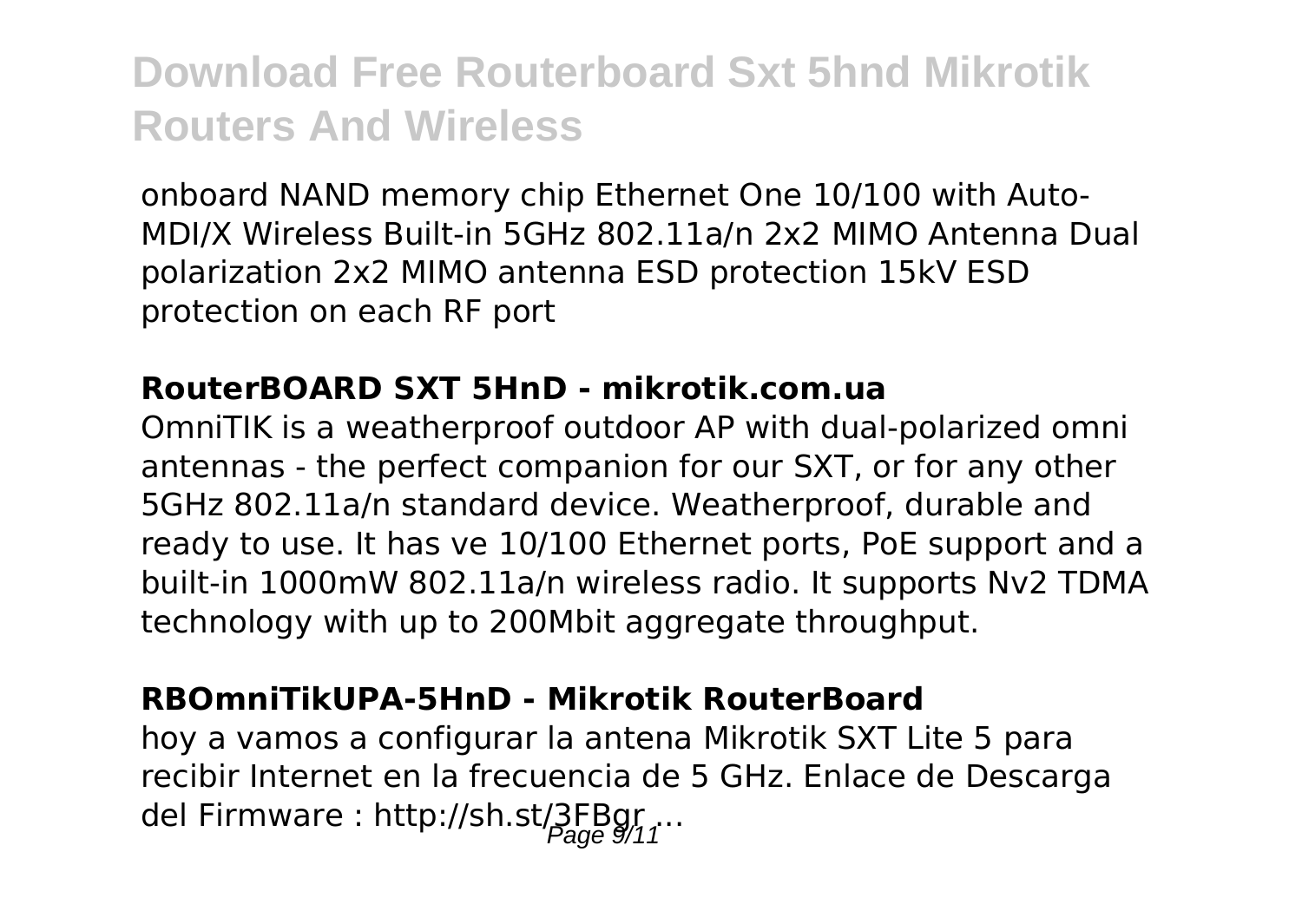onboard NAND memory chip Ethernet One 10/100 with Auto-MDI/X Wireless Built-in 5GHz 802.11a/n 2x2 MIMO Antenna Dual polarization 2x2 MIMO antenna ESD protection 15kV ESD protection on each RF port

### RouterBOARD SXT 5HnD - mikrotik.com.ua

OmniTIK is a weatherproof outdoor AP with dual-polarized omni antennas - the perfect companion for our SXT, or for any other 5GHz 802.11a/n standard device. Weatherproof, durable and ready to use. It has ve 10/100 Ethernet ports, PoE support and a built-in 1000mW 802.11a/n wireless radio. It supports Nv2 TDMA technology with up to 200Mbit aggregate throughput.

### RBOmniTikUPA-5HnD - Mikrotik RouterBoard

hoy a vamos a configurar la antena Mikrotik SXT Lite 5 para recibir Internet en la frecuencia de 5 GHz. Enlace de Descarga del Firmware : http://sh.st/3FBgr ...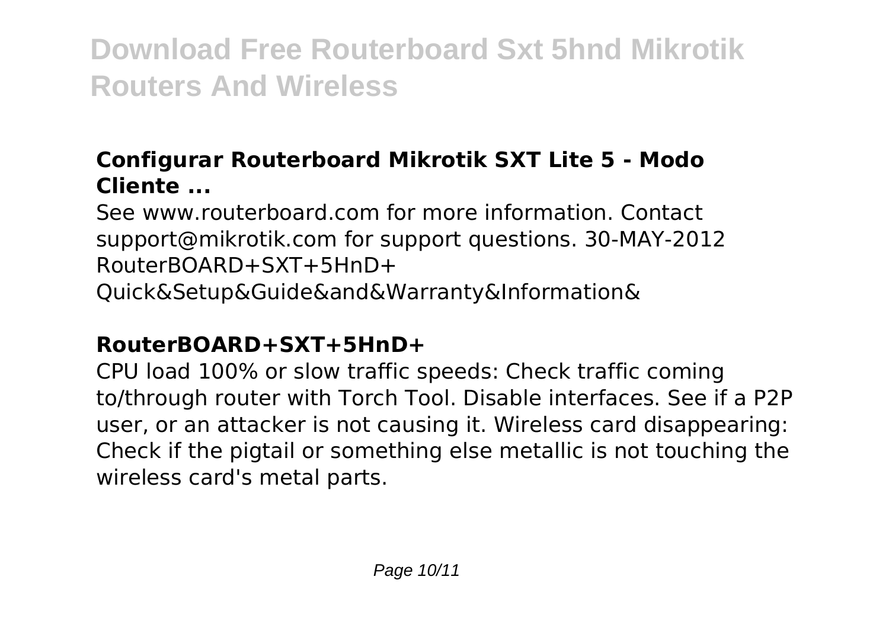## Configurar Routerboard Mikrotik SXT Lite 5 - Modo Cliente ...

See www.routerboard.com for more information. Contact support@mikrotik.com for support questions. 30-MAY-2012 RouterBOARD+SXT+5HnD+ Quick&Setup&Guide&and&Warranty&Information&

## RouterBOARD+SXT+5HnD+

CPU load 100% or slow traffic speeds: Check traffic coming to/through router with Torch Tool. Disable interfaces. See if a P2P user, or an attacker is not causing it. Wireless card disappearing: Check if the pigtail or something else metallic is not touching the wireless card's metal parts.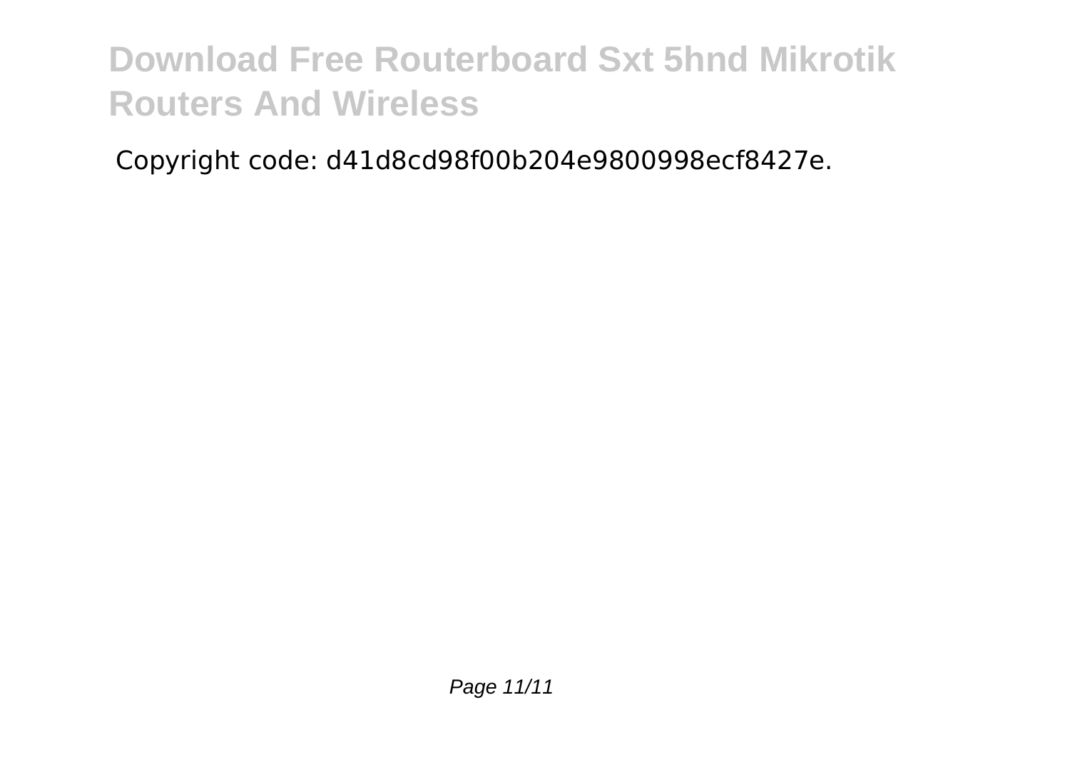Copyright code: d41d8cd98f00b204e9800998ecf8427e.